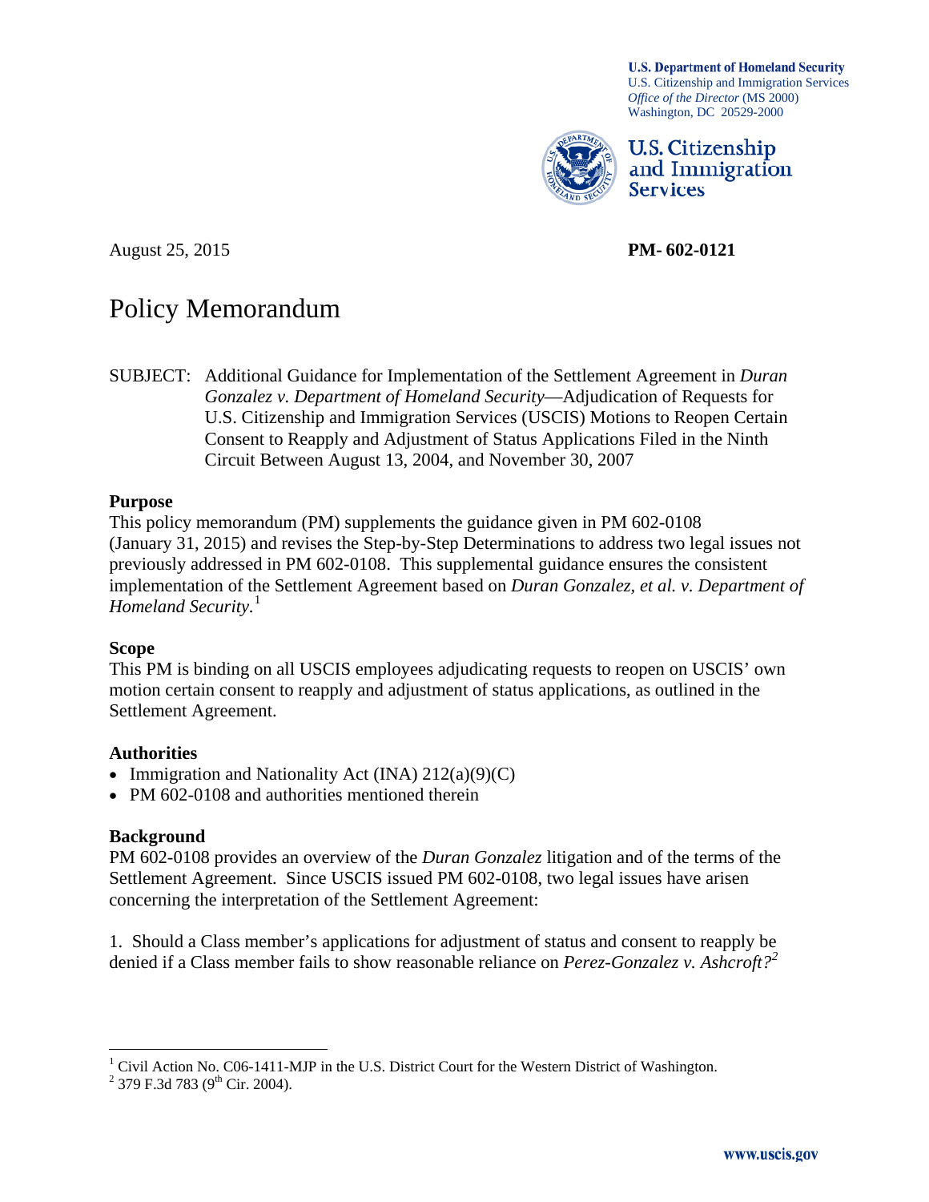U.S. Department of Homeland Security
U.S. Citizenship and Immigration Services
*Office of the Director* (MS 2000)
Washington, DC 20529-2000

**U.S. Citizenship and Immigration Services**

August 25, 2015 **PM- 602-0121**

# Policy Memorandum

SUBJECT: Additional Guidance for Implementation of the Settlement Agreement in *Duran Gonzalez v. Department of Homeland Security*—Adjudication of Requests for U.S. Citizenship and Immigration Services (USCIS) Motions to Reopen Certain Consent to Reapply and Adjustment of Status Applications Filed in the Ninth Circuit Between August 13, 2004, and November 30, 2007

**Purpose**

This policy memorandum (PM) supplements the guidance given in PM 602-0108 (January 31, 2015) and revises the Step-by-Step Determinations to address two legal issues not previously addressed in PM 602-0108. This supplemental guidance ensures the consistent implementation of the Settlement Agreement based on *Duran Gonzalez, et al. v. Department of Homeland Security.*[1]

**Scope**

This PM is binding on all USCIS employees adjudicating requests to reopen on USCIS' own motion certain consent to reapply and adjustment of status applications, as outlined in the Settlement Agreement.

**Authorities**

- Immigration and Nationality Act (INA) 212(a)(9)(C)
- PM 602-0108 and authorities mentioned therein

**Background**

PM 602-0108 provides an overview of the *Duran Gonzalez* litigation and of the terms of the Settlement Agreement. Since USCIS issued PM 602-0108, two legal issues have arisen concerning the interpretation of the Settlement Agreement:

1. Should a Class member's applications for adjustment of status and consent to reapply be denied if a Class member fails to show reasonable reliance on *Perez-Gonzalez v. Ashcroft?*[2]

---

[1] Civil Action No. C06-1411-MJP in the U.S. District Court for the Western District of Washington.

[2] 379 F.3d 783 (9th Cir. 2004).

www.uscis.gov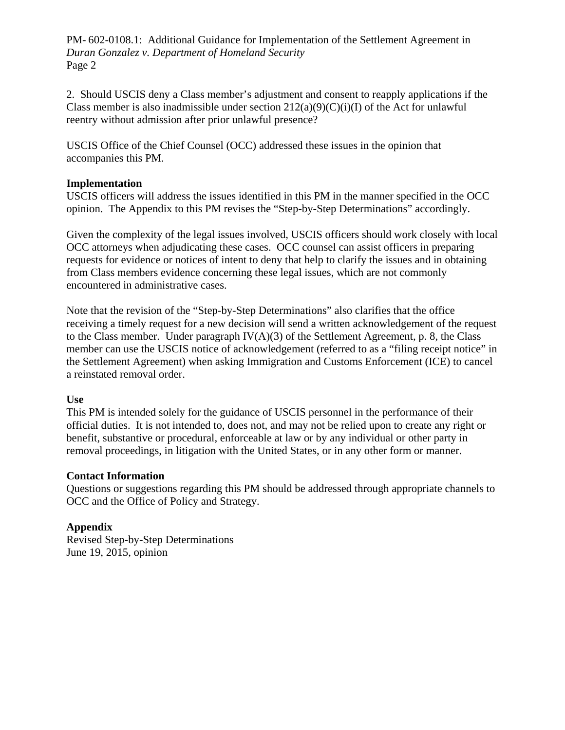2. Should USCIS deny a Class member's adjustment and consent to reapply applications if the Class member is also inadmissible under section 212(a)(9)(C)(i)(I) of the Act for unlawful reentry without admission after prior unlawful presence?

USCIS Office of the Chief Counsel (OCC) addressed these issues in the opinion that accompanies this PM.

**Implementation**

USCIS officers will address the issues identified in this PM in the manner specified in the OCC opinion. The Appendix to this PM revises the "Step-by-Step Determinations" accordingly.

Given the complexity of the legal issues involved, USCIS officers should work closely with local OCC attorneys when adjudicating these cases. OCC counsel can assist officers in preparing requests for evidence or notices of intent to deny that help to clarify the issues and in obtaining from Class members evidence concerning these legal issues, which are not commonly encountered in administrative cases.

Note that the revision of the "Step-by-Step Determinations" also clarifies that the office receiving a timely request for a new decision will send a written acknowledgement of the request to the Class member. Under paragraph IV(A)(3) of the Settlement Agreement, p. 8, the Class member can use the USCIS notice of acknowledgement (referred to as a "filing receipt notice" in the Settlement Agreement) when asking Immigration and Customs Enforcement (ICE) to cancel a reinstated removal order.

**Use**

This PM is intended solely for the guidance of USCIS personnel in the performance of their official duties. It is not intended to, does not, and may not be relied upon to create any right or benefit, substantive or procedural, enforceable at law or by any individual or other party in removal proceedings, in litigation with the United States, or in any other form or manner.

**Contact Information**

Questions or suggestions regarding this PM should be addressed through appropriate channels to OCC and the Office of Policy and Strategy.

**Appendix**

Revised Step-by-Step Determinations
June 19, 2015, opinion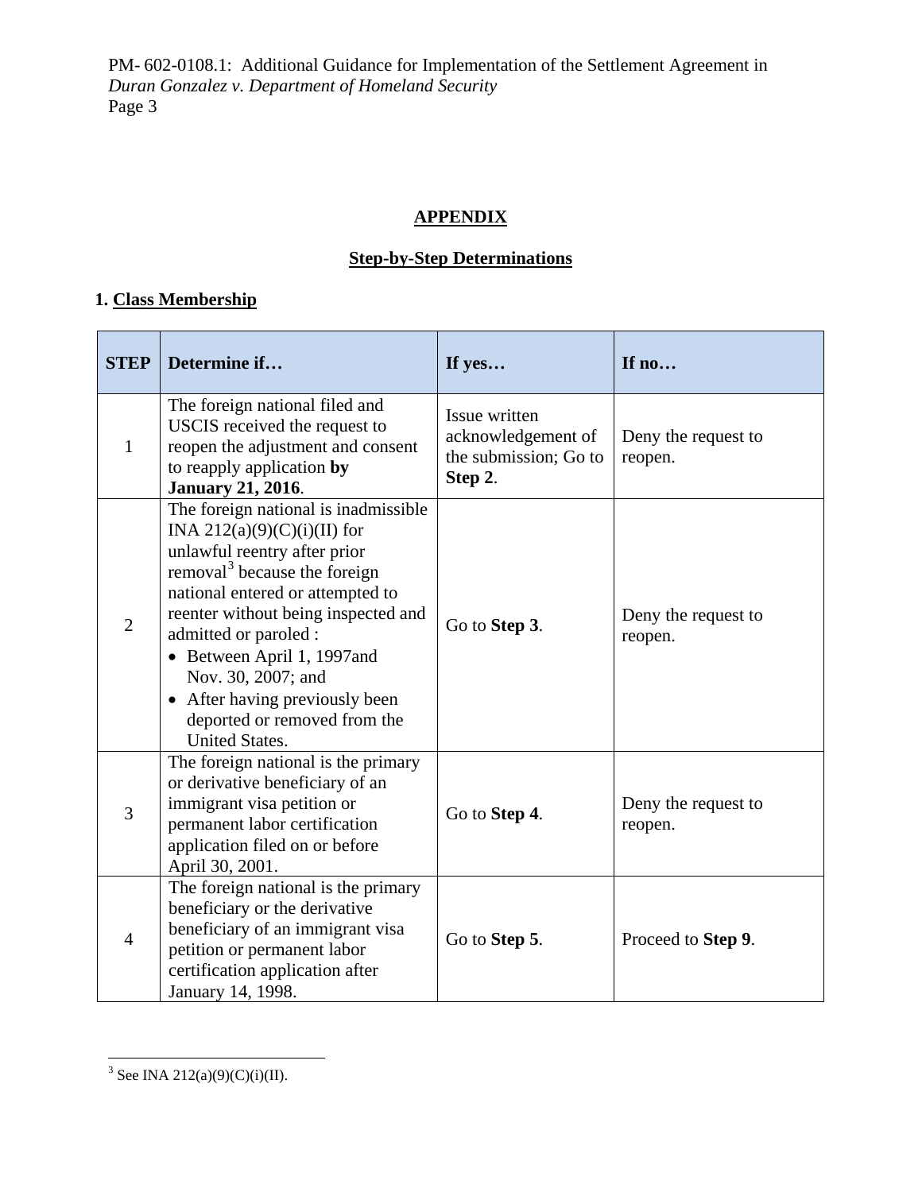## APPENDIX

### Step-by-Step Determinations

**1. Class Membership**

| STEP | Determine if… | If yes… | If no… |
|---|---|---|---|
| 1 | The foreign national filed and USCIS received the request to reopen the adjustment and consent to reapply application **by January 21, 2016**. | Issue written acknowledgement of the submission; Go to **Step 2**. | Deny the request to reopen. |
| 2 | The foreign national is inadmissible INA 212(a)(9)(C)(i)(II) for unlawful reentry after prior removal[3] because the foreign national entered or attempted to reenter without being inspected and admitted or paroled : <br>• Between April 1, 1997and Nov. 30, 2007; and <br>• After having previously been deported or removed from the United States. | Go to **Step 3**. | Deny the request to reopen. |
| 3 | The foreign national is the primary or derivative beneficiary of an immigrant visa petition or permanent labor certification application filed on or before April 30, 2001. | Go to **Step 4**. | Deny the request to reopen. |
| 4 | The foreign national is the primary beneficiary or the derivative beneficiary of an immigrant visa petition or permanent labor certification application after January 14, 1998. | Go to **Step 5**. | Proceed to **Step 9**. |

[3] See INA 212(a)(9)(C)(i)(II).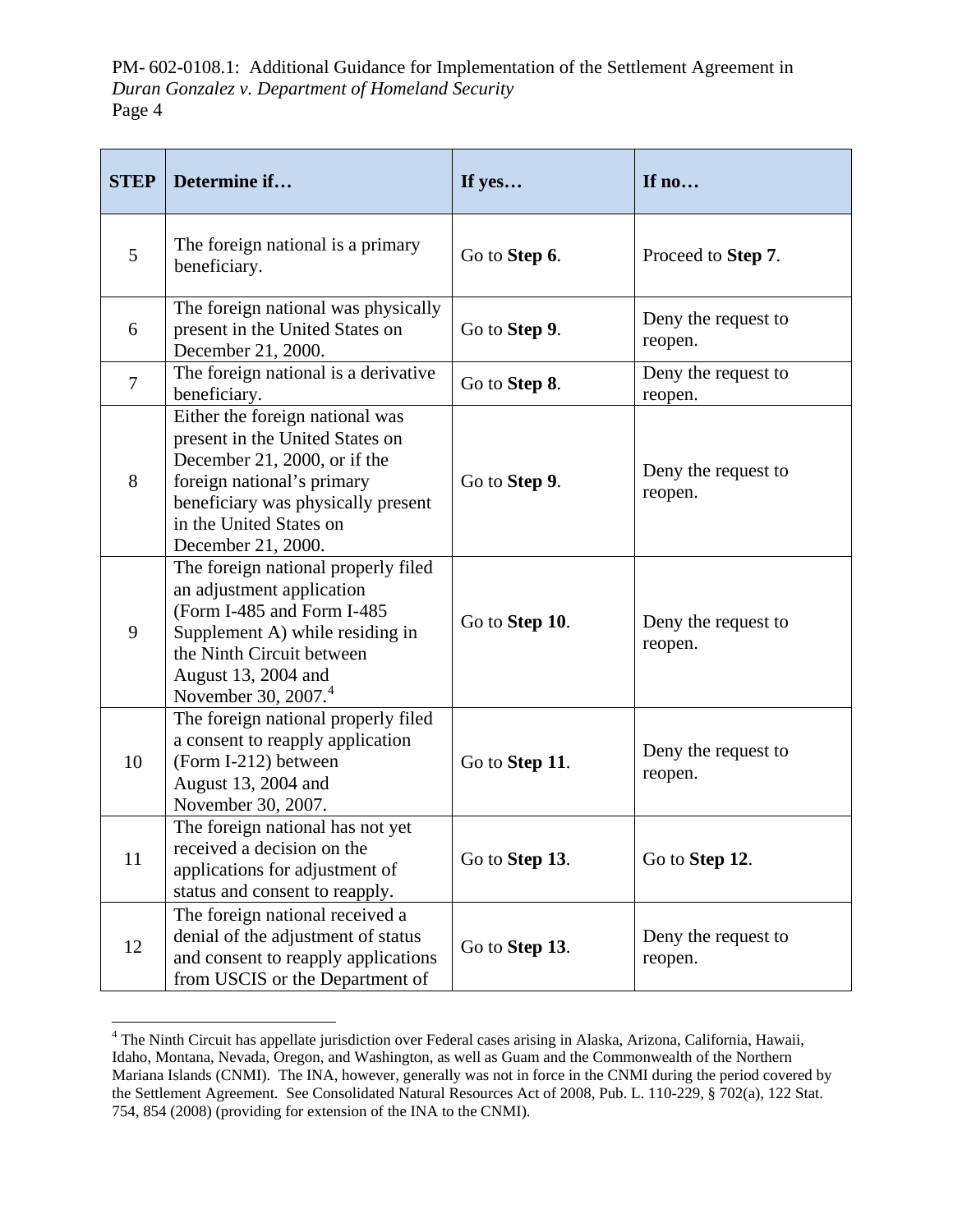| STEP | Determine if… | If yes… | If no… |
|---|---|---|---|
| 5 | The foreign national is a primary beneficiary. | Go to **Step 6**. | Proceed to **Step 7**. |
| 6 | The foreign national was physically present in the United States on December 21, 2000. | Go to **Step 9**. | Deny the request to reopen. |
| 7 | The foreign national is a derivative beneficiary. | Go to **Step 8**. | Deny the request to reopen. |
| 8 | Either the foreign national was present in the United States on December 21, 2000, or if the foreign national's primary beneficiary was physically present in the United States on December 21, 2000. | Go to **Step 9**. | Deny the request to reopen. |
| 9 | The foreign national properly filed an adjustment application (Form I-485 and Form I-485 Supplement A) while residing in the Ninth Circuit between August 13, 2004 and November 30, 2007.[4] | Go to **Step 10**. | Deny the request to reopen. |
| 10 | The foreign national properly filed a consent to reapply application (Form I-212) between August 13, 2004 and November 30, 2007. | Go to **Step 11**. | Deny the request to reopen. |
| 11 | The foreign national has not yet received a decision on the applications for adjustment of status and consent to reapply. | Go to **Step 13**. | Go to **Step 12**. |
| 12 | The foreign national received a denial of the adjustment of status and consent to reapply applications from USCIS or the Department of | Go to **Step 13**. | Deny the request to reopen. |

[4] The Ninth Circuit has appellate jurisdiction over Federal cases arising in Alaska, Arizona, California, Hawaii, Idaho, Montana, Nevada, Oregon, and Washington, as well as Guam and the Commonwealth of the Northern Mariana Islands (CNMI). The INA, however, generally was not in force in the CNMI during the period covered by the Settlement Agreement. See Consolidated Natural Resources Act of 2008, Pub. L. 110-229, § 702(a), 122 Stat. 754, 854 (2008) (providing for extension of the INA to the CNMI).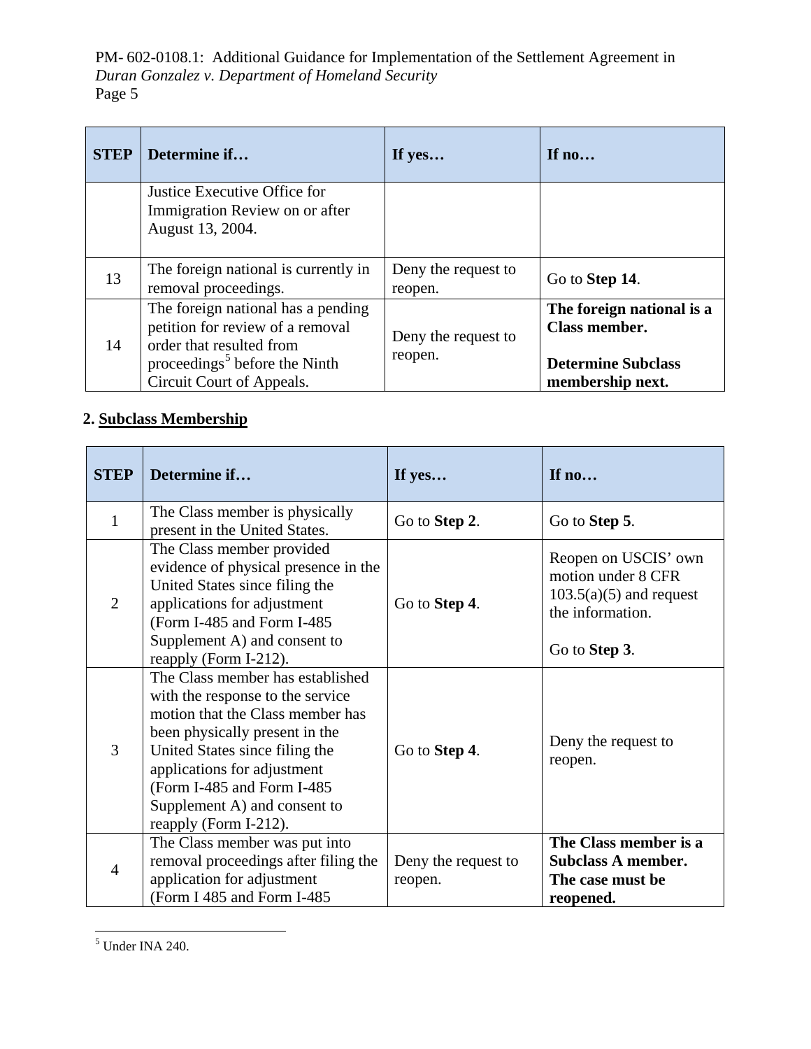| STEP | Determine if… | If yes… | If no… |
|---|---|---|---|
| | Justice Executive Office for Immigration Review on or after August 13, 2004. | | |
| 13 | The foreign national is currently in removal proceedings. | Deny the request to reopen. | Go to **Step 14**. |
| 14 | The foreign national has a pending petition for review of a removal order that resulted from proceedings[5] before the Ninth Circuit Court of Appeals. | Deny the request to reopen. | **The foreign national is a Class member.** **Determine Subclass membership next.** |

**2. Subclass Membership**

| STEP | Determine if… | If yes… | If no… |
|---|---|---|---|
| 1 | The Class member is physically present in the United States. | Go to **Step 2**. | Go to **Step 5**. |
| 2 | The Class member provided evidence of physical presence in the United States since filing the applications for adjustment (Form I-485 and Form I-485 Supplement A) and consent to reapply (Form I-212). | Go to **Step 4**. | Reopen on USCIS' own motion under 8 CFR 103.5(a)(5) and request the information. Go to **Step 3**. |
| 3 | The Class member has established with the response to the service motion that the Class member has been physically present in the United States since filing the applications for adjustment (Form I-485 and Form I-485 Supplement A) and consent to reapply (Form I-212). | Go to **Step 4**. | Deny the request to reopen. |
| 4 | The Class member was put into removal proceedings after filing the application for adjustment (Form I 485 and Form I-485 | Deny the request to reopen. | **The Class member is a Subclass A member. The case must be reopened.** |

[5] Under INA 240.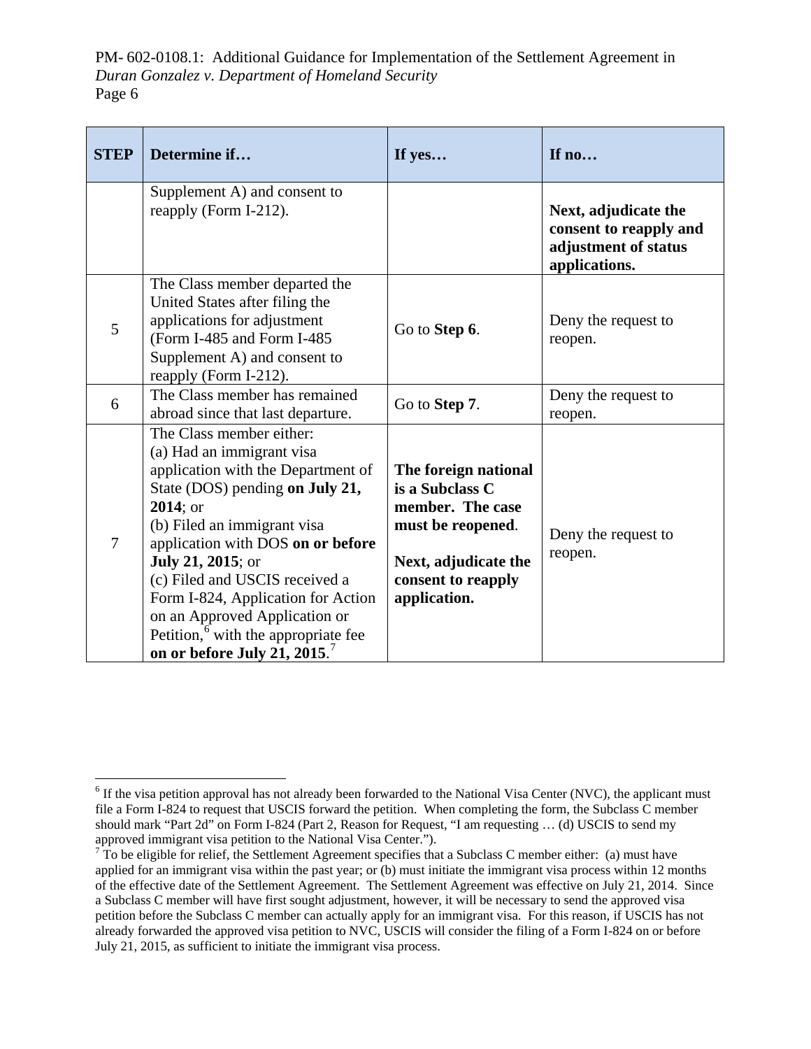| STEP | Determine if… | If yes… | If no… |
|---|---|---|---|
| | Supplement A) and consent to reapply (Form I-212). | | **Next, adjudicate the consent to reapply and adjustment of status applications.** |
| 5 | The Class member departed the United States after filing the applications for adjustment (Form I-485 and Form I-485 Supplement A) and consent to reapply (Form I-212). | Go to **Step 6**. | Deny the request to reopen. |
| 6 | The Class member has remained abroad since that last departure. | Go to **Step 7**. | Deny the request to reopen. |
| 7 | The Class member either:<br>(a) Had an immigrant visa application with the Department of State (DOS) pending **on July 21, 2014**; or<br>(b) Filed an immigrant visa application with DOS **on or before July 21, 2015**; or<br>(c) Filed and USCIS received a Form I-824, Application for Action on an Approved Application or Petition,[6] with the appropriate fee **on or before July 21, 2015**.[7] | **The foreign national is a Subclass C member. The case must be reopened**.<br><br>**Next, adjudicate the consent to reapply application.** | Deny the request to reopen. |

[6] If the visa petition approval has not already been forwarded to the National Visa Center (NVC), the applicant must file a Form I-824 to request that USCIS forward the petition. When completing the form, the Subclass C member should mark "Part 2d" on Form I-824 (Part 2, Reason for Request, "I am requesting … (d) USCIS to send my approved immigrant visa petition to the National Visa Center.").

[7] To be eligible for relief, the Settlement Agreement specifies that a Subclass C member either: (a) must have applied for an immigrant visa within the past year; or (b) must initiate the immigrant visa process within 12 months of the effective date of the Settlement Agreement. The Settlement Agreement was effective on July 21, 2014. Since a Subclass C member will have first sought adjustment, however, it will be necessary to send the approved visa petition before the Subclass C member can actually apply for an immigrant visa. For this reason, if USCIS has not already forwarded the approved visa petition to NVC, USCIS will consider the filing of a Form I-824 on or before July 21, 2015, as sufficient to initiate the immigrant visa process.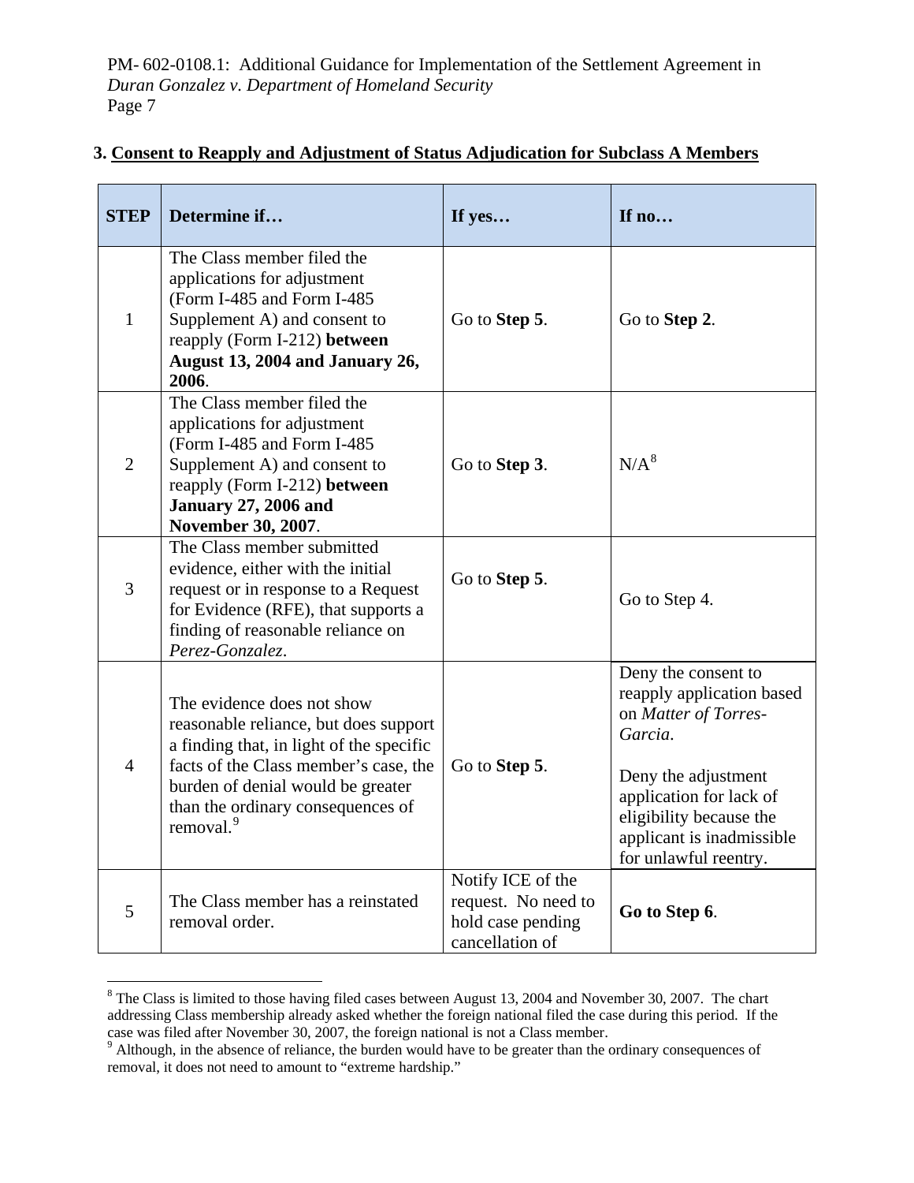### 3. Consent to Reapply and Adjustment of Status Adjudication for Subclass A Members

| STEP | Determine if… | If yes… | If no… |
|---|---|---|---|
| 1 | The Class member filed the applications for adjustment (Form I-485 and Form I-485 Supplement A) and consent to reapply (Form I-212) **between August 13, 2004 and January 26, 2006**. | Go to **Step 5**. | Go to **Step 2**. |
| 2 | The Class member filed the applications for adjustment (Form I-485 and Form I-485 Supplement A) and consent to reapply (Form I-212) **between January 27, 2006 and November 30, 2007**. | Go to **Step 3**. | N/A[8] |
| 3 | The Class member submitted evidence, either with the initial request or in response to a Request for Evidence (RFE), that supports a finding of reasonable reliance on *Perez-Gonzalez*. | Go to **Step 5**. | Go to Step 4. |
| 4 | The evidence does not show reasonable reliance, but does support a finding that, in light of the specific facts of the Class member's case, the burden of denial would be greater than the ordinary consequences of removal.[9] | Go to **Step 5**. | Deny the consent to reapply application based on *Matter of Torres-Garcia*.<br><br>Deny the adjustment application for lack of eligibility because the applicant is inadmissible for unlawful reentry. |
| 5 | The Class member has a reinstated removal order. | Notify ICE of the request. No need to hold case pending cancellation of | **Go to Step 6**. |

[8] The Class is limited to those having filed cases between August 13, 2004 and November 30, 2007. The chart addressing Class membership already asked whether the foreign national filed the case during this period. If the case was filed after November 30, 2007, the foreign national is not a Class member.

[9] Although, in the absence of reliance, the burden would have to be greater than the ordinary consequences of removal, it does not need to amount to "extreme hardship."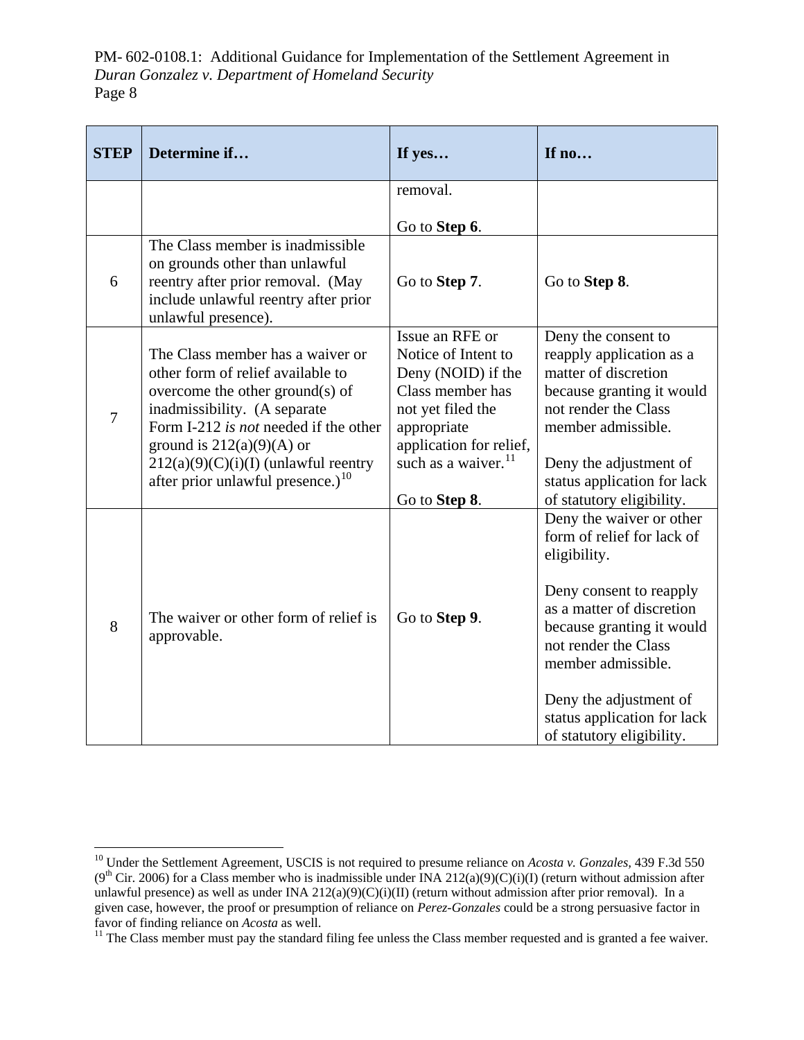| STEP | Determine if… | If yes… | If no… |
|---|---|---|---|
| | | removal.<br><br>Go to **Step 6**. | |
| 6 | The Class member is inadmissible on grounds other than unlawful reentry after prior removal. (May include unlawful reentry after prior unlawful presence). | Go to **Step 7**. | Go to **Step 8**. |
| 7 | The Class member has a waiver or other form of relief available to overcome the other ground(s) of inadmissibility. (A separate Form I-212 *is not* needed if the other ground is 212(a)(9)(A) or 212(a)(9)(C)(i)(I) (unlawful reentry after prior unlawful presence.)[10] | Issue an RFE or Notice of Intent to Deny (NOID) if the Class member has not yet filed the appropriate application for relief, such as a waiver.[11]<br><br>Go to **Step 8**. | Deny the consent to reapply application as a matter of discretion because granting it would not render the Class member admissible.<br><br>Deny the adjustment of status application for lack of statutory eligibility. |
| 8 | The waiver or other form of relief is approvable. | Go to **Step 9**. | Deny the waiver or other form of relief for lack of eligibility.<br><br>Deny consent to reapply as a matter of discretion because granting it would not render the Class member admissible.<br><br>Deny the adjustment of status application for lack of statutory eligibility. |

---

[10] Under the Settlement Agreement, USCIS is not required to presume reliance on *Acosta v. Gonzales*, 439 F.3d 550 (9th Cir. 2006) for a Class member who is inadmissible under INA 212(a)(9)(C)(i)(I) (return without admission after unlawful presence) as well as under INA 212(a)(9)(C)(i)(II) (return without admission after prior removal). In a given case, however, the proof or presumption of reliance on *Perez-Gonzales* could be a strong persuasive factor in favor of finding reliance on *Acosta* as well.

[11] The Class member must pay the standard filing fee unless the Class member requested and is granted a fee waiver.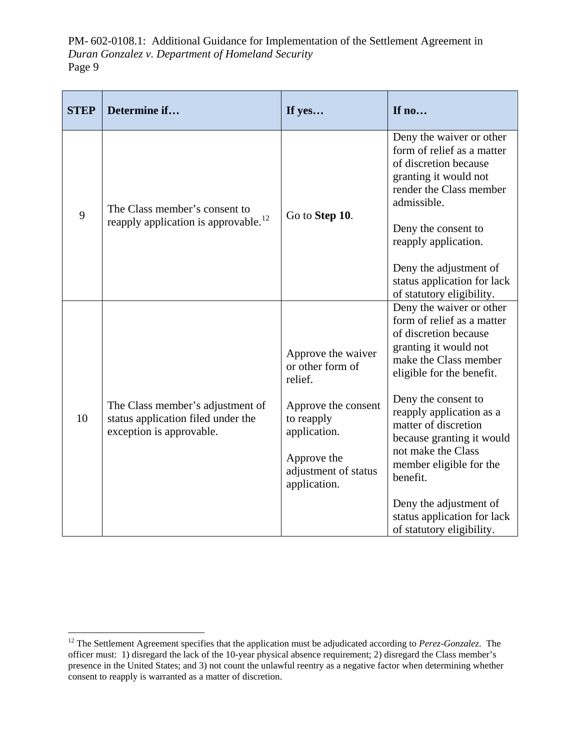| STEP | Determine if… | If yes… | If no… |
|---|---|---|---|
| 9 | The Class member's consent to reapply application is approvable.[12] | Go to **Step 10**. | Deny the waiver or other form of relief as a matter of discretion because granting it would not render the Class member admissible.<br><br>Deny the consent to reapply application.<br><br>Deny the adjustment of status application for lack of statutory eligibility. |
| 10 | The Class member's adjustment of status application filed under the exception is approvable. | Approve the waiver or other form of relief.<br><br>Approve the consent to reapply application.<br><br>Approve the adjustment of status application. | Deny the waiver or other form of relief as a matter of discretion because granting it would not make the Class member eligible for the benefit.<br><br>Deny the consent to reapply application as a matter of discretion because granting it would not make the Class member eligible for the benefit.<br><br>Deny the adjustment of status application for lack of statutory eligibility. |

[12] The Settlement Agreement specifies that the application must be adjudicated according to *Perez-Gonzalez*. The officer must: 1) disregard the lack of the 10-year physical absence requirement; 2) disregard the Class member's presence in the United States; and 3) not count the unlawful reentry as a negative factor when determining whether consent to reapply is warranted as a matter of discretion.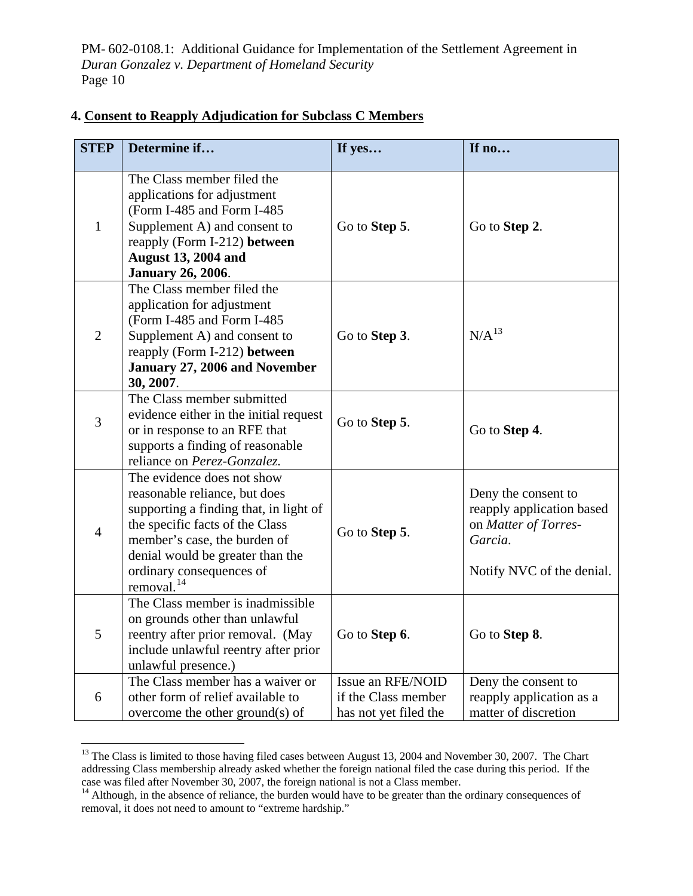## 4. Consent to Reapply Adjudication for Subclass C Members

| STEP | Determine if… | If yes… | If no… |
|---|---|---|---|
| 1 | The Class member filed the applications for adjustment (Form I-485 and Form I-485 Supplement A) and consent to reapply (Form I-212) **between August 13, 2004 and January 26, 2006**. | Go to **Step 5**. | Go to **Step 2**. |
| 2 | The Class member filed the application for adjustment (Form I-485 and Form I-485 Supplement A) and consent to reapply (Form I-212) **between January 27, 2006 and November 30, 2007**. | Go to **Step 3**. | N/A[13] |
| 3 | The Class member submitted evidence either in the initial request or in response to an RFE that supports a finding of reasonable reliance on *Perez-Gonzalez.* | Go to **Step 5**. | Go to **Step 4**. |
| 4 | The evidence does not show reasonable reliance, but does supporting a finding that, in light of the specific facts of the Class member's case, the burden of denial would be greater than the ordinary consequences of removal.[14] | Go to **Step 5**. | Deny the consent to reapply application based on *Matter of Torres-Garcia*. Notify NVC of the denial. |
| 5 | The Class member is inadmissible on grounds other than unlawful reentry after prior removal. (May include unlawful reentry after prior unlawful presence.) | Go to **Step 6**. | Go to **Step 8**. |
| 6 | The Class member has a waiver or other form of relief available to overcome the other ground(s) of | Issue an RFE/NOID if the Class member has not yet filed the | Deny the consent to reapply application as a matter of discretion |

[13] The Class is limited to those having filed cases between August 13, 2004 and November 30, 2007. The Chart addressing Class membership already asked whether the foreign national filed the case during this period. If the case was filed after November 30, 2007, the foreign national is not a Class member.

[14] Although, in the absence of reliance, the burden would have to be greater than the ordinary consequences of removal, it does not need to amount to "extreme hardship."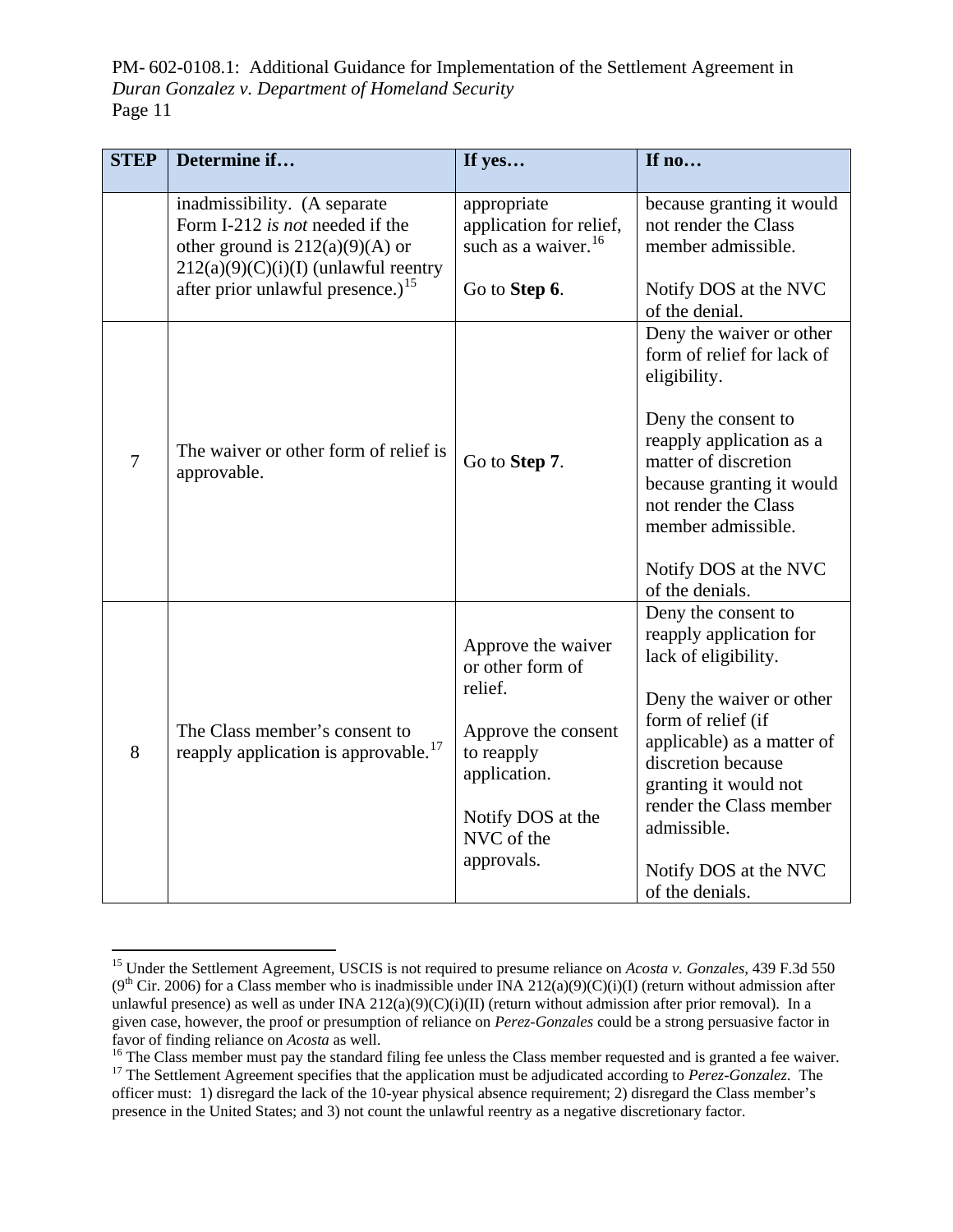| STEP | Determine if… | If yes… | If no… |
| --- | --- | --- | --- |
| | inadmissibility. (A separate Form I-212 *is not* needed if the other ground is 212(a)(9)(A) or 212(a)(9)(C)(i)(I) (unlawful reentry after prior unlawful presence.)[15] | appropriate application for relief, such as a waiver.[16]<br><br>Go to **Step 6**. | because granting it would not render the Class member admissible.<br><br>Notify DOS at the NVC of the denial. |
| 7 | The waiver or other form of relief is approvable. | Go to **Step 7**. | Deny the waiver or other form of relief for lack of eligibility.<br><br>Deny the consent to reapply application as a matter of discretion because granting it would not render the Class member admissible.<br><br>Notify DOS at the NVC of the denials. |
| 8 | The Class member's consent to reapply application is approvable.[17] | Approve the waiver or other form of relief.<br><br>Approve the consent to reapply application.<br><br>Notify DOS at the NVC of the approvals. | Deny the consent to reapply application for lack of eligibility.<br><br>Deny the waiver or other form of relief (if applicable) as a matter of discretion because granting it would not render the Class member admissible.<br><br>Notify DOS at the NVC of the denials. |

[15] Under the Settlement Agreement, USCIS is not required to presume reliance on *Acosta v. Gonzales*, 439 F.3d 550 (9th Cir. 2006) for a Class member who is inadmissible under INA 212(a)(9)(C)(i)(I) (return without admission after unlawful presence) as well as under INA 212(a)(9)(C)(i)(II) (return without admission after prior removal). In a given case, however, the proof or presumption of reliance on *Perez-Gonzales* could be a strong persuasive factor in favor of finding reliance on *Acosta* as well.

[16] The Class member must pay the standard filing fee unless the Class member requested and is granted a fee waiver.

[17] The Settlement Agreement specifies that the application must be adjudicated according to *Perez-Gonzalez*. The officer must: 1) disregard the lack of the 10-year physical absence requirement; 2) disregard the Class member's presence in the United States; and 3) not count the unlawful reentry as a negative discretionary factor.